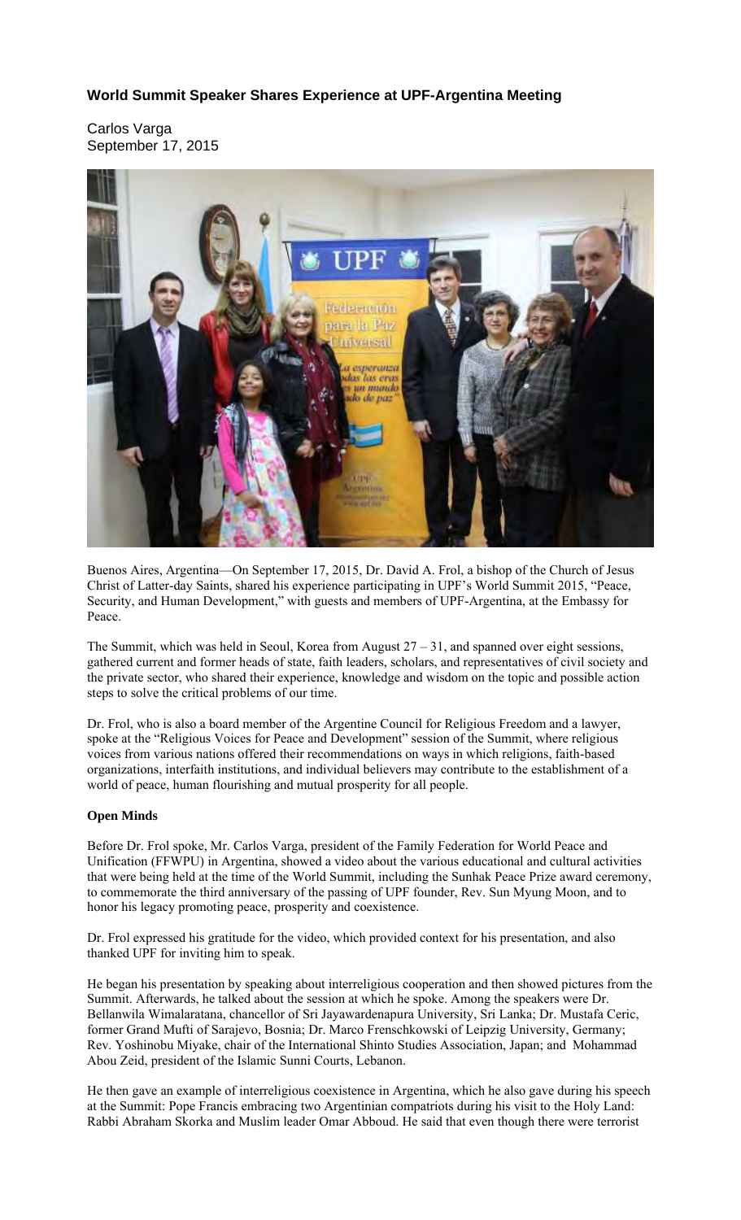# World Summit Speaker Shares Experience at UPF-Argentina Meeting

Carlos Varga
September 17, 2015

Buenos Aires, Argentina—On September 17, 2015, Dr. David A. Frol, a bishop of the Church of Jesus Christ of Latter-day Saints, shared his experience participating in UPF's World Summit 2015, "Peace, Security, and Human Development," with guests and members of UPF-Argentina, at the Embassy for Peace.

The Summit, which was held in Seoul, Korea from August 27 – 31, and spanned over eight sessions, gathered current and former heads of state, faith leaders, scholars, and representatives of civil society and the private sector, who shared their experience, knowledge and wisdom on the topic and possible action steps to solve the critical problems of our time.

Dr. Frol, who is also a board member of the Argentine Council for Religious Freedom and a lawyer, spoke at the "Religious Voices for Peace and Development" session of the Summit, where religious voices from various nations offered their recommendations on ways in which religions, faith-based organizations, interfaith institutions, and individual believers may contribute to the establishment of a world of peace, human flourishing and mutual prosperity for all people.

**Open Minds**

Before Dr. Frol spoke, Mr. Carlos Varga, president of the Family Federation for World Peace and Unification (FFWPU) in Argentina, showed a video about the various educational and cultural activities that were being held at the time of the World Summit, including the Sunhak Peace Prize award ceremony, to commemorate the third anniversary of the passing of UPF founder, Rev. Sun Myung Moon, and to honor his legacy promoting peace, prosperity and coexistence.

Dr. Frol expressed his gratitude for the video, which provided context for his presentation, and also thanked UPF for inviting him to speak.

He began his presentation by speaking about interreligious cooperation and then showed pictures from the Summit. Afterwards, he talked about the session at which he spoke. Among the speakers were Dr. Bellanwila Wimalaratana, chancellor of Sri Jayawardenapura University, Sri Lanka; Dr. Mustafa Ceric, former Grand Mufti of Sarajevo, Bosnia; Dr. Marco Frenschkowski of Leipzig University, Germany; Rev. Yoshinobu Miyake, chair of the International Shinto Studies Association, Japan; and Mohammad Abou Zeid, president of the Islamic Sunni Courts, Lebanon.

He then gave an example of interreligious coexistence in Argentina, which he also gave during his speech at the Summit: Pope Francis embracing two Argentinian compatriots during his visit to the Holy Land: Rabbi Abraham Skorka and Muslim leader Omar Abboud. He said that even though there were terrorist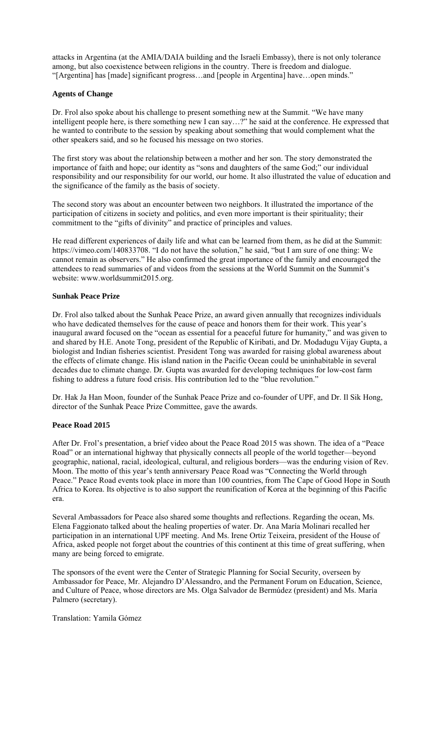attacks in Argentina (at the AMIA/DAIA building and the Israeli Embassy), there is not only tolerance among, but also coexistence between religions in the country. There is freedom and dialogue. "[Argentina] has [made] significant progress…and [people in Argentina] have…open minds."

**Agents of Change**

Dr. Frol also spoke about his challenge to present something new at the Summit. "We have many intelligent people here, is there something new I can say…?" he said at the conference. He expressed that he wanted to contribute to the session by speaking about something that would complement what the other speakers said, and so he focused his message on two stories.

The first story was about the relationship between a mother and her son. The story demonstrated the importance of faith and hope; our identity as "sons and daughters of the same God;" our individual responsibility and our responsibility for our world, our home. It also illustrated the value of education and the significance of the family as the basis of society.

The second story was about an encounter between two neighbors. It illustrated the importance of the participation of citizens in society and politics, and even more important is their spirituality; their commitment to the "gifts of divinity" and practice of principles and values.

He read different experiences of daily life and what can be learned from them, as he did at the Summit: https://vimeo.com/140833708. "I do not have the solution," he said, "but I am sure of one thing: We cannot remain as observers." He also confirmed the great importance of the family and encouraged the attendees to read summaries of and videos from the sessions at the World Summit on the Summit's website: www.worldsummit2015.org.

**Sunhak Peace Prize**

Dr. Frol also talked about the Sunhak Peace Prize, an award given annually that recognizes individuals who have dedicated themselves for the cause of peace and honors them for their work. This year's inaugural award focused on the "ocean as essential for a peaceful future for humanity," and was given to and shared by H.E. Anote Tong, president of the Republic of Kiribati, and Dr. Modadugu Vijay Gupta, a biologist and Indian fisheries scientist. President Tong was awarded for raising global awareness about the effects of climate change. His island nation in the Pacific Ocean could be uninhabitable in several decades due to climate change. Dr. Gupta was awarded for developing techniques for low-cost farm fishing to address a future food crisis. His contribution led to the "blue revolution."

Dr. Hak Ja Han Moon, founder of the Sunhak Peace Prize and co-founder of UPF, and Dr. Il Sik Hong, director of the Sunhak Peace Prize Committee, gave the awards.

**Peace Road 2015**

After Dr. Frol's presentation, a brief video about the Peace Road 2015 was shown. The idea of a "Peace Road" or an international highway that physically connects all people of the world together—beyond geographic, national, racial, ideological, cultural, and religious borders—was the enduring vision of Rev. Moon. The motto of this year's tenth anniversary Peace Road was "Connecting the World through Peace." Peace Road events took place in more than 100 countries, from The Cape of Good Hope in South Africa to Korea. Its objective is to also support the reunification of Korea at the beginning of this Pacific era.

Several Ambassadors for Peace also shared some thoughts and reflections. Regarding the ocean, Ms. Elena Faggionato talked about the healing properties of water. Dr. Ana María Molinari recalled her participation in an international UPF meeting. And Ms. Irene Ortiz Teixeira, president of the House of Africa, asked people not forget about the countries of this continent at this time of great suffering, when many are being forced to emigrate.

The sponsors of the event were the Center of Strategic Planning for Social Security, overseen by Ambassador for Peace, Mr. Alejandro D'Alessandro, and the Permanent Forum on Education, Science, and Culture of Peace, whose directors are Ms. Olga Salvador de Bermúdez (president) and Ms. María Palmero (secretary).

Translation: Yamila Gómez